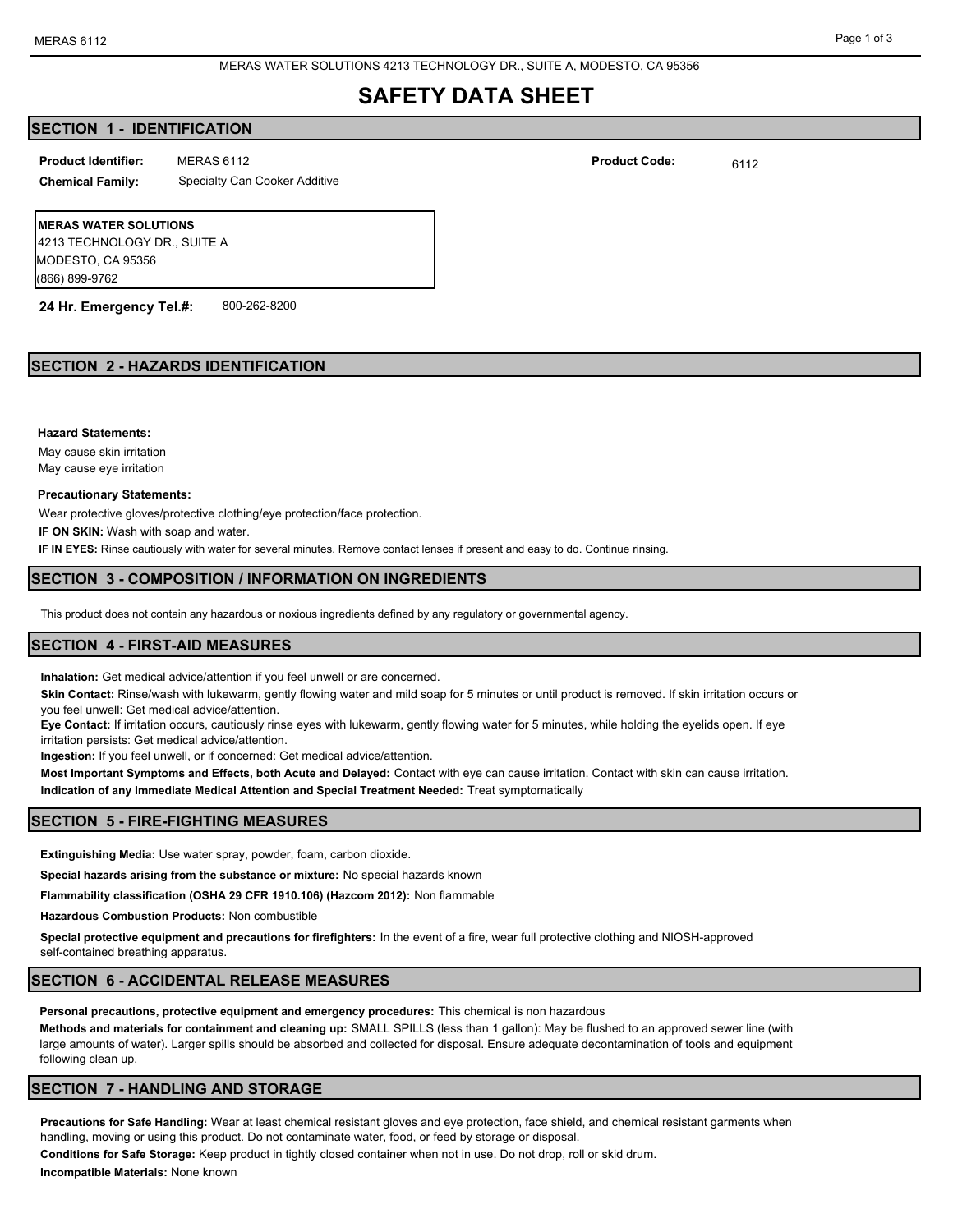MERAS WATER SOLUTIONS 4213 TECHNOLOGY DR., SUITE A, MODESTO, CA 95356

# SAFETY DATA SHEET

## SECTION 1 - IDENTIFICATION

**Product Identifier:** MERAS 6112

**Product Code:** 6112

**Chemical Family:** Specialty Can Cooker Additive

**MERAS WATER SOLUTIONS**
4213 TECHNOLOGY DR., SUITE A
MODESTO, CA 95356
(866) 899-9762

**24 Hr. Emergency Tel.#:** 800-262-8200

## SECTION 2 - HAZARDS IDENTIFICATION

**Hazard Statements:**

May cause skin irritation
May cause eye irritation

**Precautionary Statements:**

Wear protective gloves/protective clothing/eye protection/face protection.

**IF ON SKIN:** Wash with soap and water.

**IF IN EYES:** Rinse cautiously with water for several minutes. Remove contact lenses if present and easy to do. Continue rinsing.

## SECTION 3 - COMPOSITION / INFORMATION ON INGREDIENTS

This product does not contain any hazardous or noxious ingredients defined by any regulatory or governmental agency.

## SECTION 4 - FIRST-AID MEASURES

**Inhalation:** Get medical advice/attention if you feel unwell or are concerned.

**Skin Contact:** Rinse/wash with lukewarm, gently flowing water and mild soap for 5 minutes or until product is removed. If skin irritation occurs or you feel unwell: Get medical advice/attention.

**Eye Contact:** If irritation occurs, cautiously rinse eyes with lukewarm, gently flowing water for 5 minutes, while holding the eyelids open. If eye irritation persists: Get medical advice/attention.

**Ingestion:** If you feel unwell, or if concerned: Get medical advice/attention.

**Most Important Symptoms and Effects, both Acute and Delayed:** Contact with eye can cause irritation. Contact with skin can cause irritation.

**Indication of any Immediate Medical Attention and Special Treatment Needed:** Treat symptomatically

## SECTION 5 - FIRE-FIGHTING MEASURES

**Extinguishing Media:** Use water spray, powder, foam, carbon dioxide.

**Special hazards arising from the substance or mixture:** No special hazards known

**Flammability classification (OSHA 29 CFR 1910.106) (Hazcom 2012):** Non flammable

**Hazardous Combustion Products:** Non combustible

**Special protective equipment and precautions for firefighters:** In the event of a fire, wear full protective clothing and NIOSH-approved self-contained breathing apparatus.

## SECTION 6 - ACCIDENTAL RELEASE MEASURES

**Personal precautions, protective equipment and emergency procedures:** This chemical is non hazardous

**Methods and materials for containment and cleaning up:** SMALL SPILLS (less than 1 gallon): May be flushed to an approved sewer line (with large amounts of water). Larger spills should be absorbed and collected for disposal. Ensure adequate decontamination of tools and equipment following clean up.

## SECTION 7 - HANDLING AND STORAGE

**Precautions for Safe Handling:** Wear at least chemical resistant gloves and eye protection, face shield, and chemical resistant garments when handling, moving or using this product. Do not contaminate water, food, or feed by storage or disposal.

**Conditions for Safe Storage:** Keep product in tightly closed container when not in use. Do not drop, roll or skid drum.

**Incompatible Materials:** None known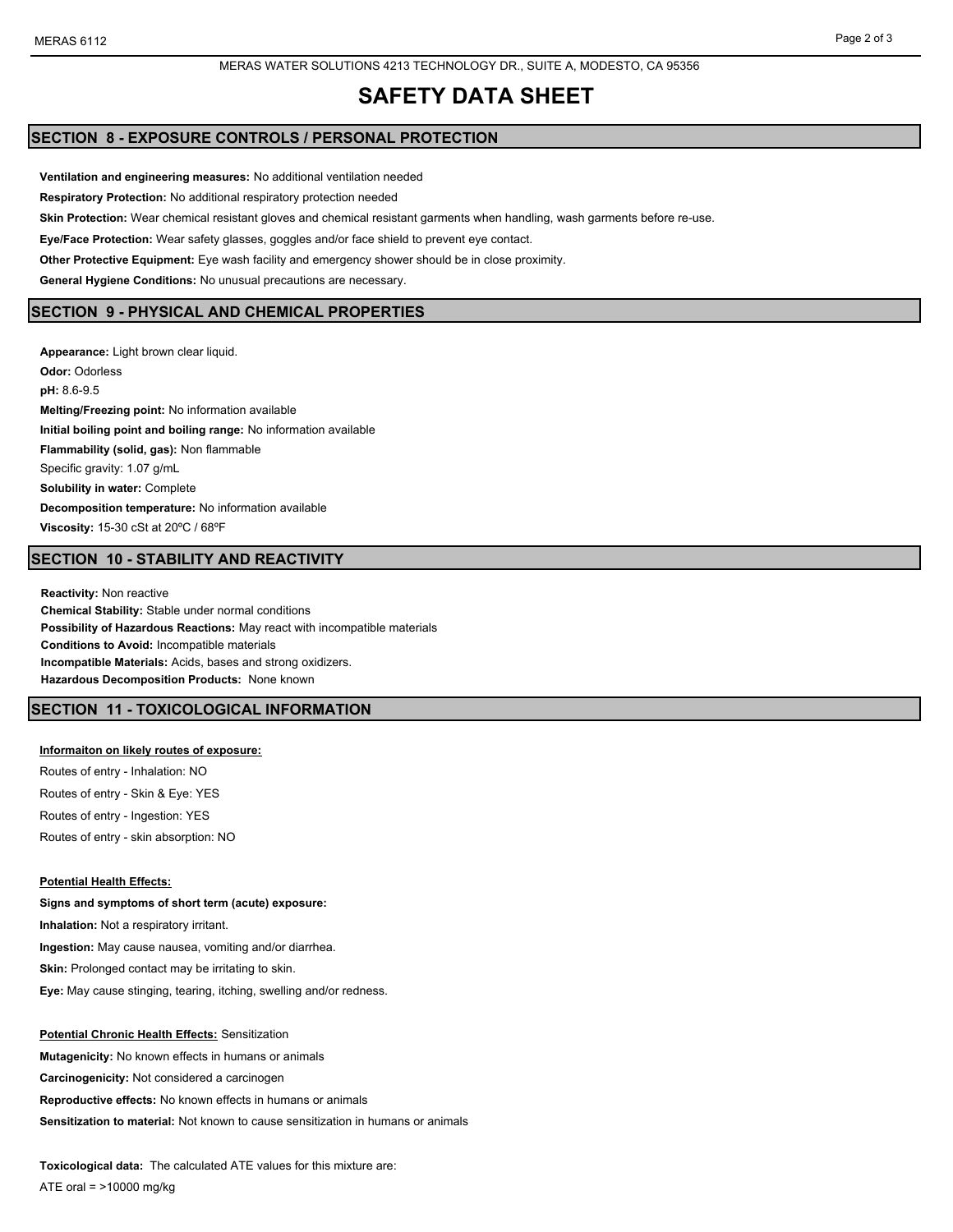MERAS WATER SOLUTIONS 4213 TECHNOLOGY DR., SUITE A, MODESTO, CA 95356

# SAFETY DATA SHEET

## SECTION 8 - EXPOSURE CONTROLS / PERSONAL PROTECTION

**Ventilation and engineering measures:** No additional ventilation needed

**Respiratory Protection:** No additional respiratory protection needed

**Skin Protection:** Wear chemical resistant gloves and chemical resistant garments when handling, wash garments before re-use.

**Eye/Face Protection:** Wear safety glasses, goggles and/or face shield to prevent eye contact.

**Other Protective Equipment:** Eye wash facility and emergency shower should be in close proximity.

**General Hygiene Conditions:** No unusual precautions are necessary.

## SECTION 9 - PHYSICAL AND CHEMICAL PROPERTIES

**Appearance:** Light brown clear liquid.

**Odor:** Odorless

**pH:** 8.6-9.5

**Melting/Freezing point:** No information available

**Initial boiling point and boiling range:** No information available

**Flammability (solid, gas):** Non flammable

Specific gravity: 1.07 g/mL

**Solubility in water:** Complete

**Decomposition temperature:** No information available

**Viscosity:** 15-30 cSt at 20ºC / 68ºF

## SECTION 10 - STABILITY AND REACTIVITY

**Reactivity:** Non reactive

**Chemical Stability:** Stable under normal conditions

**Possibility of Hazardous Reactions:** May react with incompatible materials

**Conditions to Avoid:** Incompatible materials

**Incompatible Materials:** Acids, bases and strong oxidizers.

**Hazardous Decomposition Products:** None known

## SECTION 11 - TOXICOLOGICAL INFORMATION

**Informaiton on likely routes of exposure:**

Routes of entry - Inhalation: NO

Routes of entry - Skin & Eye: YES

Routes of entry - Ingestion: YES

Routes of entry - skin absorption: NO

**Potential Health Effects:**

**Signs and symptoms of short term (acute) exposure:**

**Inhalation:** Not a respiratory irritant.

**Ingestion:** May cause nausea, vomiting and/or diarrhea.

**Skin:** Prolonged contact may be irritating to skin.

**Eye:** May cause stinging, tearing, itching, swelling and/or redness.

**Potential Chronic Health Effects:** Sensitization

**Mutagenicity:** No known effects in humans or animals

**Carcinogenicity:** Not considered a carcinogen

**Reproductive effects:** No known effects in humans or animals

**Sensitization to material:** Not known to cause sensitization in humans or animals

**Toxicological data:** The calculated ATE values for this mixture are:

ATE oral = >10000 mg/kg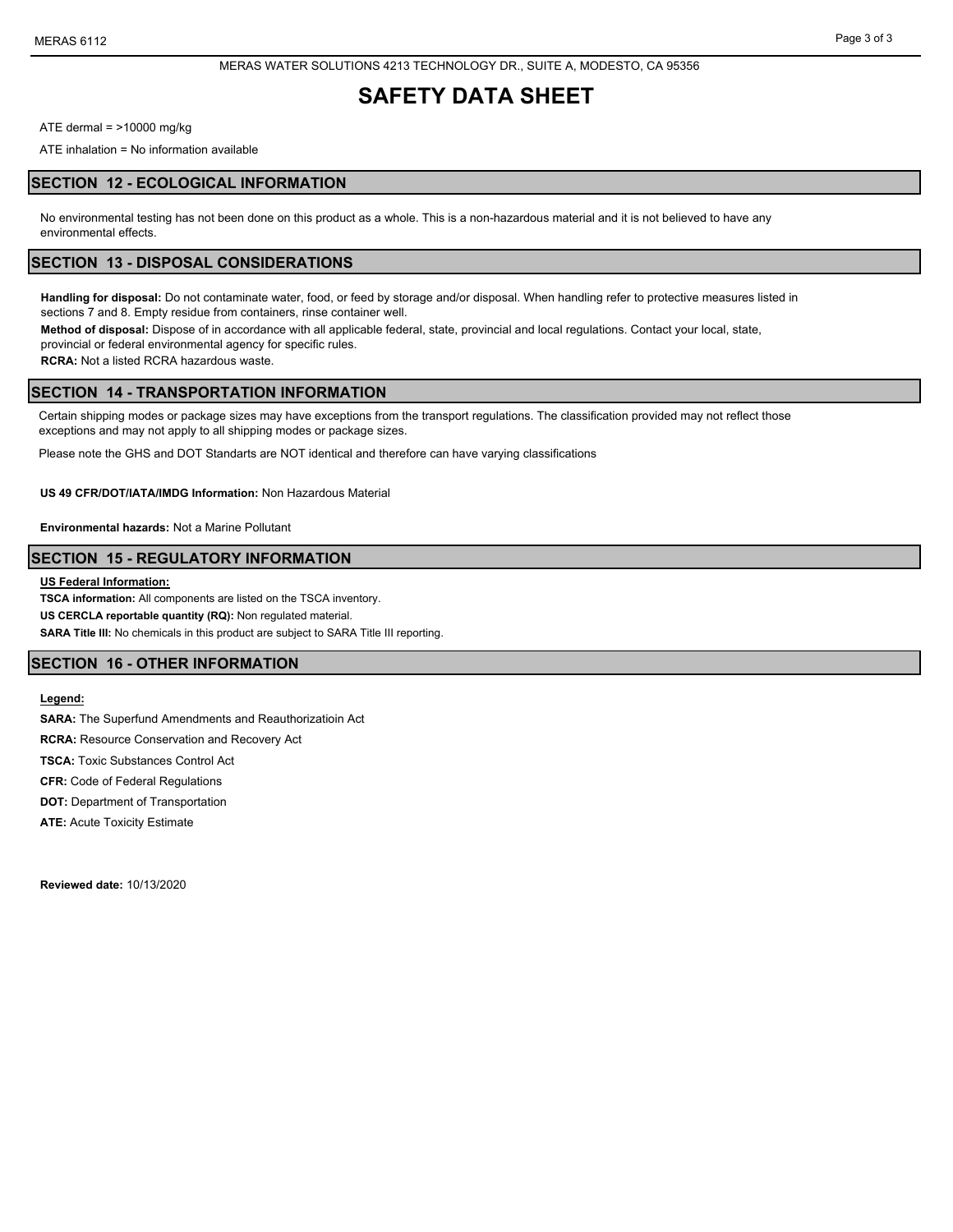ATE dermal = >10000 mg/kg

ATE inhalation = No information available

## SECTION 12 - ECOLOGICAL INFORMATION

No environmental testing has not been done on this product as a whole. This is a non-hazardous material and it is not believed to have any environmental effects.

## SECTION 13 - DISPOSAL CONSIDERATIONS

**Handling for disposal:** Do not contaminate water, food, or feed by storage and/or disposal. When handling refer to protective measures listed in sections 7 and 8. Empty residue from containers, rinse container well.

**Method of disposal:** Dispose of in accordance with all applicable federal, state, provincial and local regulations. Contact your local, state, provincial or federal environmental agency for specific rules.

**RCRA:** Not a listed RCRA hazardous waste.

## SECTION 14 - TRANSPORTATION INFORMATION

Certain shipping modes or package sizes may have exceptions from the transport regulations. The classification provided may not reflect those exceptions and may not apply to all shipping modes or package sizes.

Please note the GHS and DOT Standarts are NOT identical and therefore can have varying classifications

**US 49 CFR/DOT/IATA/IMDG Information:** Non Hazardous Material

**Environmental hazards:** Not a Marine Pollutant

## SECTION 15 - REGULATORY INFORMATION

**US Federal Information:**

**TSCA information:** All components are listed on the TSCA inventory.

**US CERCLA reportable quantity (RQ):** Non regulated material.

**SARA Title III:** No chemicals in this product are subject to SARA Title III reporting.

## SECTION 16 - OTHER INFORMATION

**Legend:**

**SARA:** The Superfund Amendments and Reauthorizatioin Act

**RCRA:** Resource Conservation and Recovery Act

**TSCA:** Toxic Substances Control Act

**CFR:** Code of Federal Regulations

**DOT:** Department of Transportation

**ATE:** Acute Toxicity Estimate

**Reviewed date:** 10/13/2020